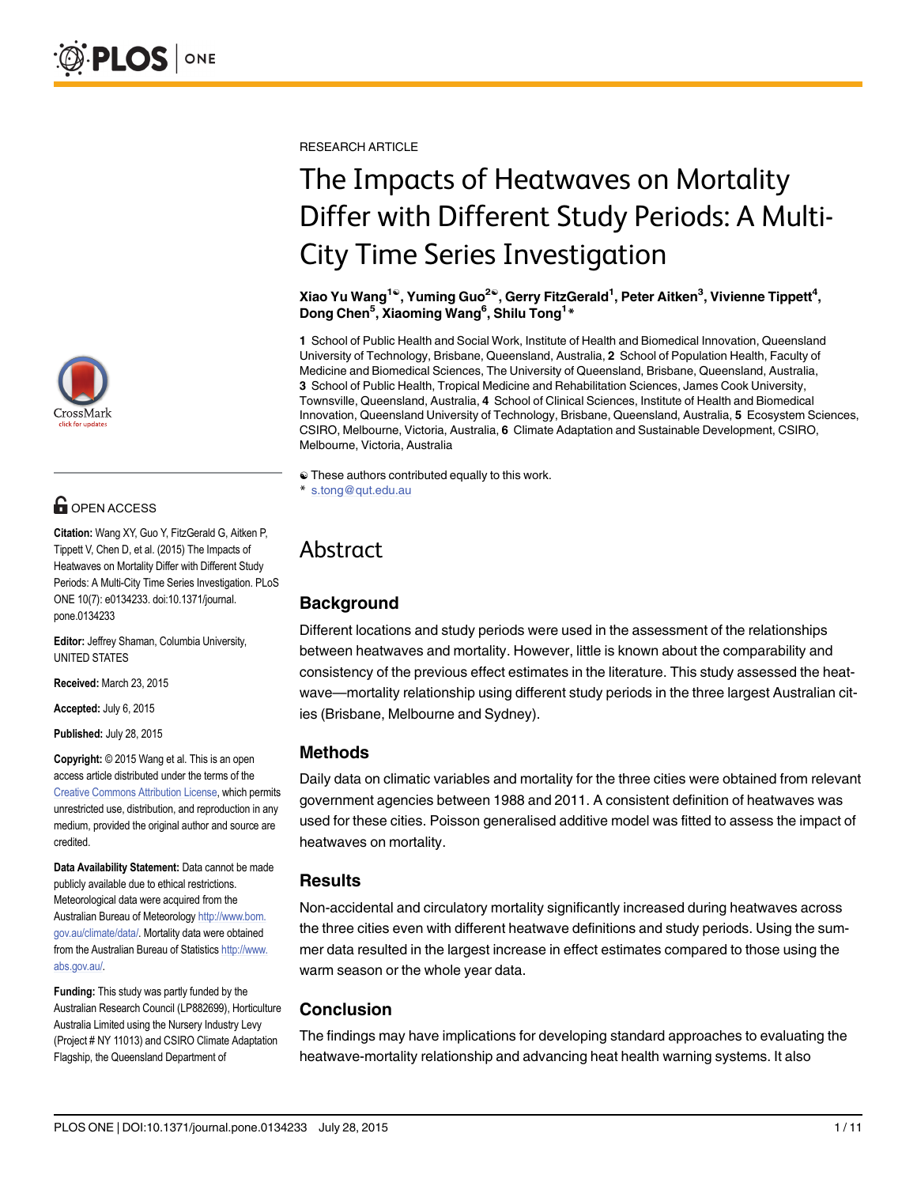RESEARCH ARTICLE

# The Impacts of Heatwaves on Mortality Differ with Different Study Periods: A Multi-City Time Series Investigation

**Xiao Yu Wang[1☯], Yuming Guo[2☯], Gerry FitzGerald[1], Peter Aitken[3], Vivienne Tippett[4], Dong Chen[5], Xiaoming Wang[6], Shilu Tong[1]***

**1** School of Public Health and Social Work, Institute of Health and Biomedical Innovation, Queensland University of Technology, Brisbane, Queensland, Australia, **2** School of Population Health, Faculty of Medicine and Biomedical Sciences, The University of Queensland, Brisbane, Queensland, Australia, **3** School of Public Health, Tropical Medicine and Rehabilitation Sciences, James Cook University, Townsville, Queensland, Australia, **4** School of Clinical Sciences, Institute of Health and Biomedical Innovation, Queensland University of Technology, Brisbane, Queensland, Australia, **5** Ecosystem Sciences, CSIRO, Melbourne, Victoria, Australia, **6** Climate Adaptation and Sustainable Development, CSIRO, Melbourne, Victoria, Australia

☯ These authors contributed equally to this work.
* s.tong@qut.edu.au

OPEN ACCESS

**Citation:** Wang XY, Guo Y, FitzGerald G, Aitken P, Tippett V, Chen D, et al. (2015) The Impacts of Heatwaves on Mortality Differ with Different Study Periods: A Multi-City Time Series Investigation. PLoS ONE 10(7): e0134233. doi:10.1371/journal.pone.0134233

**Editor:** Jeffrey Shaman, Columbia University, UNITED STATES

**Received:** March 23, 2015

**Accepted:** July 6, 2015

**Published:** July 28, 2015

**Copyright:** © 2015 Wang et al. This is an open access article distributed under the terms of the Creative Commons Attribution License, which permits unrestricted use, distribution, and reproduction in any medium, provided the original author and source are credited.

**Data Availability Statement:** Data cannot be made publicly available due to ethical restrictions. Meteorological data were acquired from the Australian Bureau of Meteorology http://www.bom.gov.au/climate/data/. Mortality data were obtained from the Australian Bureau of Statistics http://www.abs.gov.au/.

**Funding:** This study was partly funded by the Australian Research Council (LP882699), Horticulture Australia Limited using the Nursery Industry Levy (Project # NY 11013) and CSIRO Climate Adaptation Flagship, the Queensland Department of

## Abstract

### Background

Different locations and study periods were used in the assessment of the relationships between heatwaves and mortality. However, little is known about the comparability and consistency of the previous effect estimates in the literature. This study assessed the heatwave—mortality relationship using different study periods in the three largest Australian cities (Brisbane, Melbourne and Sydney).

### Methods

Daily data on climatic variables and mortality for the three cities were obtained from relevant government agencies between 1988 and 2011. A consistent definition of heatwaves was used for these cities. Poisson generalised additive model was fitted to assess the impact of heatwaves on mortality.

### Results

Non-accidental and circulatory mortality significantly increased during heatwaves across the three cities even with different heatwave definitions and study periods. Using the summer data resulted in the largest increase in effect estimates compared to those using the warm season or the whole year data.

### Conclusion

The findings may have implications for developing standard approaches to evaluating the heatwave-mortality relationship and advancing heat health warning systems. It also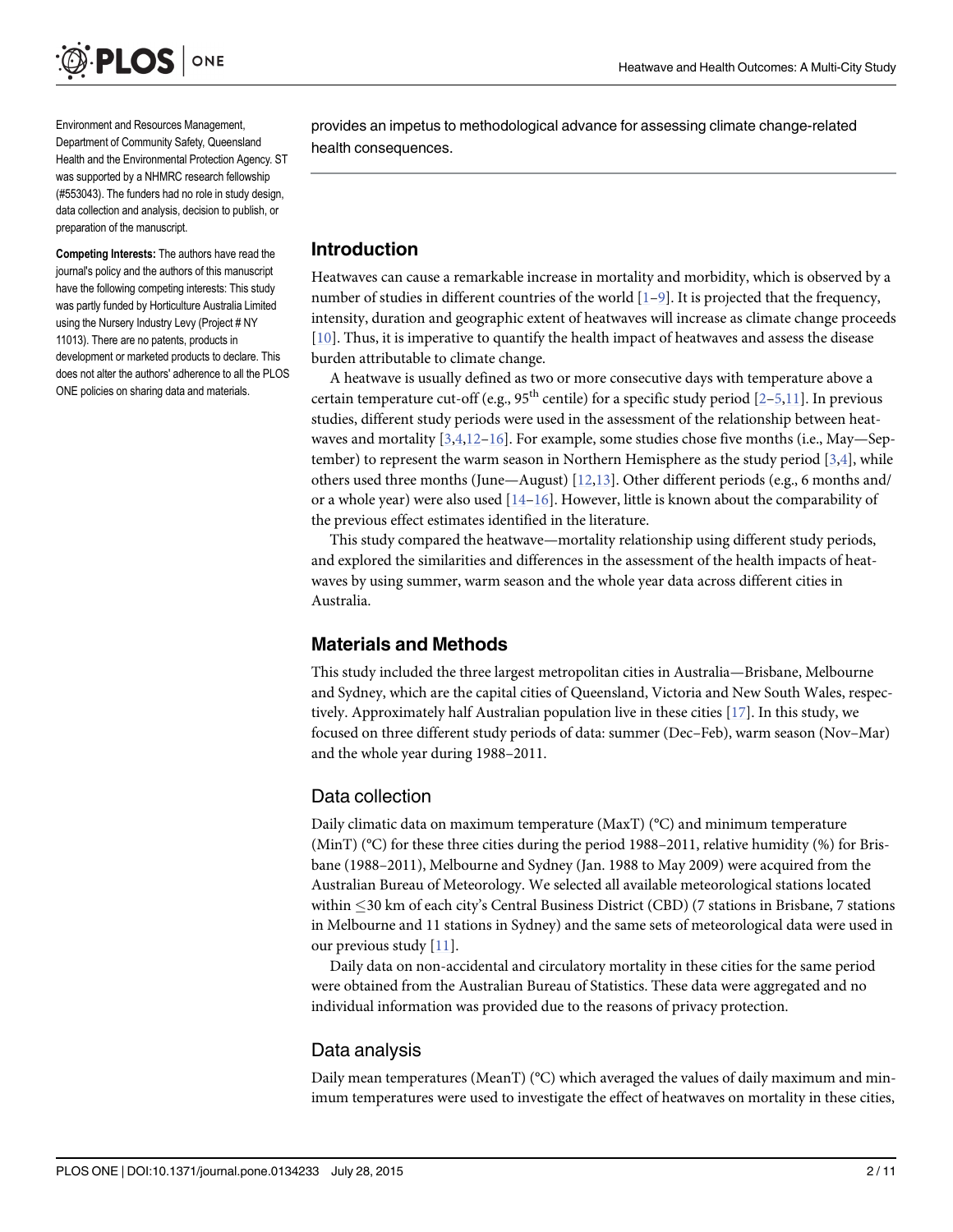Environment and Resources Management, Department of Community Safety, Queensland Health and the Environmental Protection Agency. ST was supported by a NHMRC research fellowship (#553043). The funders had no role in study design, data collection and analysis, decision to publish, or preparation of the manuscript.

**Competing Interests:** The authors have read the journal's policy and the authors of this manuscript have the following competing interests: This study was partly funded by Horticulture Australia Limited using the Nursery Industry Levy (Project # NY 11013). There are no patents, products in development or marketed products to declare. This does not alter the authors' adherence to all the PLOS ONE policies on sharing data and materials.

provides an impetus to methodological advance for assessing climate change-related health consequences.

## Introduction

Heatwaves can cause a remarkable increase in mortality and morbidity, which is observed by a number of studies in different countries of the world [1–9]. It is projected that the frequency, intensity, duration and geographic extent of heatwaves will increase as climate change proceeds [10]. Thus, it is imperative to quantify the health impact of heatwaves and assess the disease burden attributable to climate change.

A heatwave is usually defined as two or more consecutive days with temperature above a certain temperature cut-off (e.g., $95^{th}$ centile) for a specific study period [2–5,11]. In previous studies, different study periods were used in the assessment of the relationship between heatwaves and mortality [3,4,12–16]. For example, some studies chose five months (i.e., May—September) to represent the warm season in Northern Hemisphere as the study period [3,4], while others used three months (June—August) [12,13]. Other different periods (e.g., 6 months and/or a whole year) were also used [14–16]. However, little is known about the comparability of the previous effect estimates identified in the literature.

This study compared the heatwave—mortality relationship using different study periods, and explored the similarities and differences in the assessment of the health impacts of heatwaves by using summer, warm season and the whole year data across different cities in Australia.

## Materials and Methods

This study included the three largest metropolitan cities in Australia—Brisbane, Melbourne and Sydney, which are the capital cities of Queensland, Victoria and New South Wales, respectively. Approximately half Australian population live in these cities [17]. In this study, we focused on three different study periods of data: summer (Dec–Feb), warm season (Nov–Mar) and the whole year during 1988–2011.

### Data collection

Daily climatic data on maximum temperature (MaxT) (°C) and minimum temperature (MinT) (°C) for these three cities during the period 1988–2011, relative humidity (%) for Brisbane (1988–2011), Melbourne and Sydney (Jan. 1988 to May 2009) were acquired from the Australian Bureau of Meteorology. We selected all available meteorological stations located within ≤30 km of each city's Central Business District (CBD) (7 stations in Brisbane, 7 stations in Melbourne and 11 stations in Sydney) and the same sets of meteorological data were used in our previous study [11].

Daily data on non-accidental and circulatory mortality in these cities for the same period were obtained from the Australian Bureau of Statistics. These data were aggregated and no individual information was provided due to the reasons of privacy protection.

### Data analysis

Daily mean temperatures (MeanT) (°C) which averaged the values of daily maximum and minimum temperatures were used to investigate the effect of heatwaves on mortality in these cities,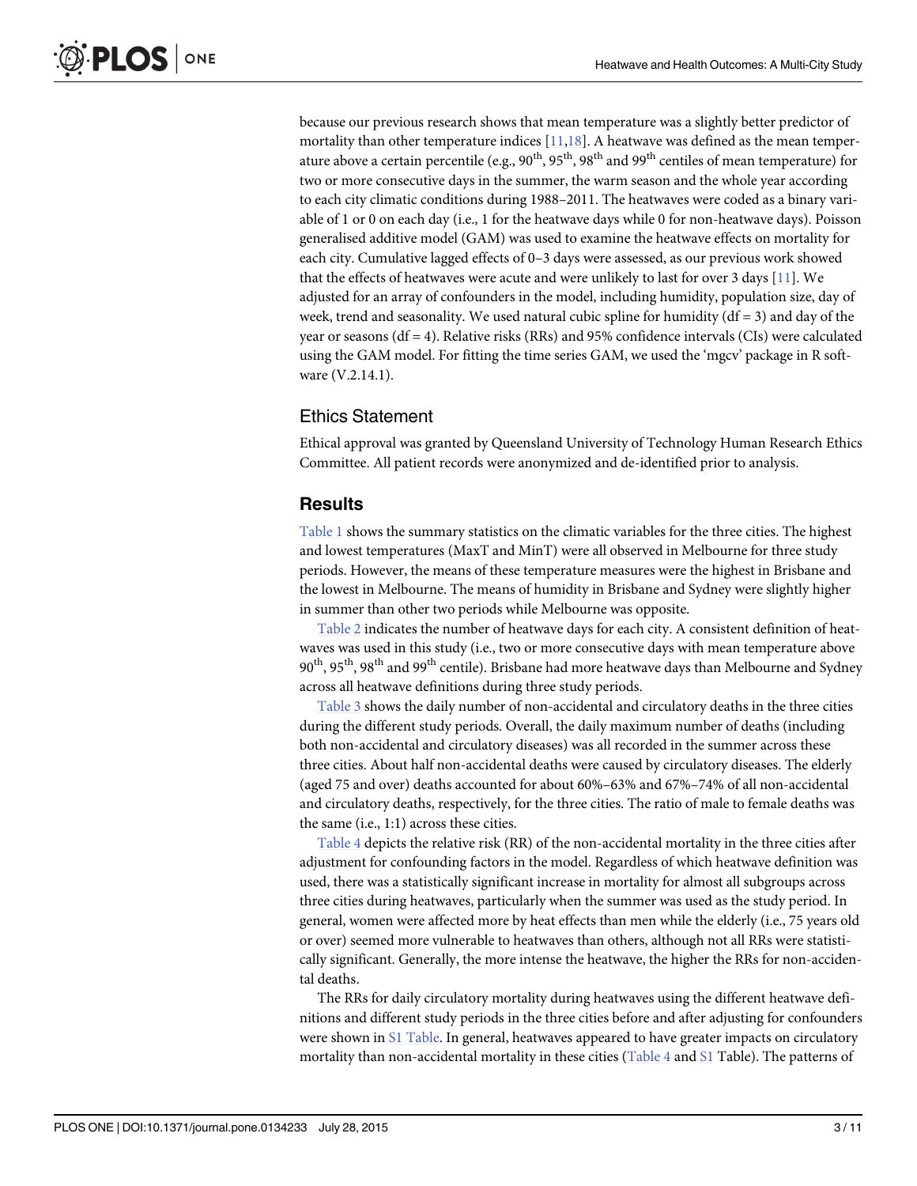because our previous research shows that mean temperature was a slightly better predictor of mortality than other temperature indices [11,18]. A heatwave was defined as the mean temperature above a certain percentile (e.g., 90th, 95th, 98th and 99th centiles of mean temperature) for two or more consecutive days in the summer, the warm season and the whole year according to each city climatic conditions during 1988–2011. The heatwaves were coded as a binary variable of 1 or 0 on each day (i.e., 1 for the heatwave days while 0 for non-heatwave days). Poisson generalised additive model (GAM) was used to examine the heatwave effects on mortality for each city. Cumulative lagged effects of 0–3 days were assessed, as our previous work showed that the effects of heatwaves were acute and were unlikely to last for over 3 days [11]. We adjusted for an array of confounders in the model, including humidity, population size, day of week, trend and seasonality. We used natural cubic spline for humidity (df = 3) and day of the year or seasons (df = 4). Relative risks (RRs) and 95% confidence intervals (CIs) were calculated using the GAM model. For fitting the time series GAM, we used the 'mgcv' package in R software (V.2.14.1).

## Ethics Statement

Ethical approval was granted by Queensland University of Technology Human Research Ethics Committee. All patient records were anonymized and de-identified prior to analysis.

# Results

Table 1 shows the summary statistics on the climatic variables for the three cities. The highest and lowest temperatures (MaxT and MinT) were all observed in Melbourne for three study periods. However, the means of these temperature measures were the highest in Brisbane and the lowest in Melbourne. The means of humidity in Brisbane and Sydney were slightly higher in summer than other two periods while Melbourne was opposite.

Table 2 indicates the number of heatwave days for each city. A consistent definition of heatwaves was used in this study (i.e., two or more consecutive days with mean temperature above 90th, 95th, 98th and 99th centile). Brisbane had more heatwave days than Melbourne and Sydney across all heatwave definitions during three study periods.

Table 3 shows the daily number of non-accidental and circulatory deaths in the three cities during the different study periods. Overall, the daily maximum number of deaths (including both non-accidental and circulatory diseases) was all recorded in the summer across these three cities. About half non-accidental deaths were caused by circulatory diseases. The elderly (aged 75 and over) deaths accounted for about 60%–63% and 67%–74% of all non-accidental and circulatory deaths, respectively, for the three cities. The ratio of male to female deaths was the same (i.e., 1:1) across these cities.

Table 4 depicts the relative risk (RR) of the non-accidental mortality in the three cities after adjustment for confounding factors in the model. Regardless of which heatwave definition was used, there was a statistically significant increase in mortality for almost all subgroups across three cities during heatwaves, particularly when the summer was used as the study period. In general, women were affected more by heat effects than men while the elderly (i.e., 75 years old or over) seemed more vulnerable to heatwaves than others, although not all RRs were statistically significant. Generally, the more intense the heatwave, the higher the RRs for non-accidental deaths.

The RRs for daily circulatory mortality during heatwaves using the different heatwave definitions and different study periods in the three cities before and after adjusting for confounders were shown in S1 Table. In general, heatwaves appeared to have greater impacts on circulatory mortality than non-accidental mortality in these cities (Table 4 and S1 Table). The patterns of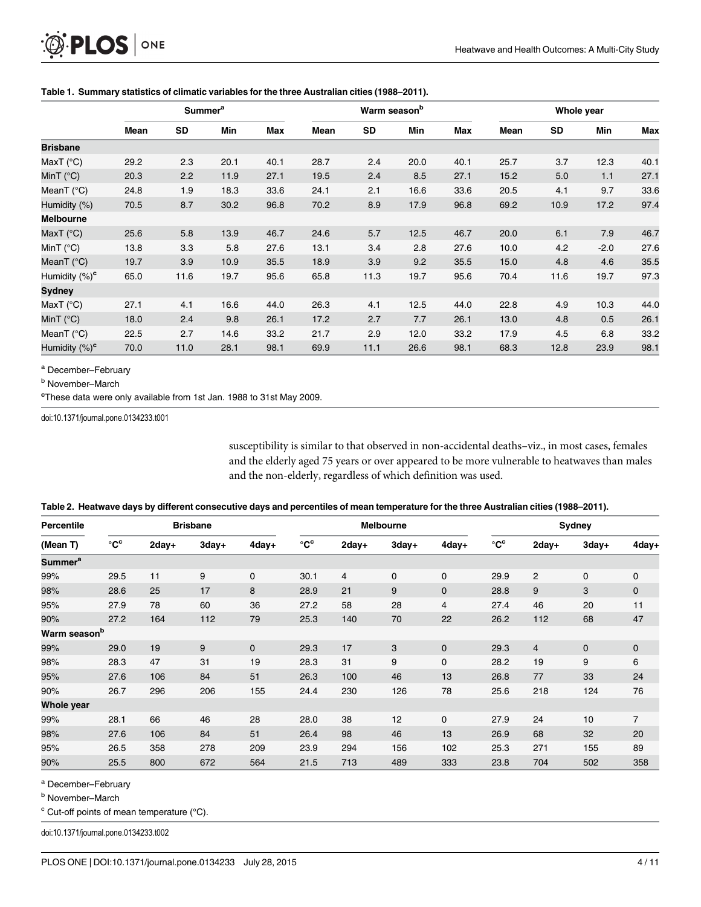**Table 1. Summary statistics of climatic variables for the three Australian cities (1988–2011).**

| | Summer[a] | | | | Warm season[b] | | | | Whole year | | | |
|---|---|---|---|---|---|---|---|---|---|---|---|---|
| | Mean | SD | Min | Max | Mean | SD | Min | Max | Mean | SD | Min | Max |
| **Brisbane** | | | | | | | | | | | | |
| MaxT (°C) | 29.2 | 2.3 | 20.1 | 40.1 | 28.7 | 2.4 | 20.0 | 40.1 | 25.7 | 3.7 | 12.3 | 40.1 |
| MinT (°C) | 20.3 | 2.2 | 11.9 | 27.1 | 19.5 | 2.4 | 8.5 | 27.1 | 15.2 | 5.0 | 1.1 | 27.1 |
| MeanT (°C) | 24.8 | 1.9 | 18.3 | 33.6 | 24.1 | 2.1 | 16.6 | 33.6 | 20.5 | 4.1 | 9.7 | 33.6 |
| Humidity (%) | 70.5 | 8.7 | 30.2 | 96.8 | 70.2 | 8.9 | 17.9 | 96.8 | 69.2 | 10.9 | 17.2 | 97.4 |
| **Melbourne** | | | | | | | | | | | | |
| MaxT (°C) | 25.6 | 5.8 | 13.9 | 46.7 | 24.6 | 5.7 | 12.5 | 46.7 | 20.0 | 6.1 | 7.9 | 46.7 |
| MinT (°C) | 13.8 | 3.3 | 5.8 | 27.6 | 13.1 | 3.4 | 2.8 | 27.6 | 10.0 | 4.2 | -2.0 | 27.6 |
| MeanT (°C) | 19.7 | 3.9 | 10.9 | 35.5 | 18.9 | 3.9 | 9.2 | 35.5 | 15.0 | 4.8 | 4.6 | 35.5 |
| Humidity (%)[c] | 65.0 | 11.6 | 19.7 | 95.6 | 65.8 | 11.3 | 19.7 | 95.6 | 70.4 | 11.6 | 19.7 | 97.3 |
| **Sydney** | | | | | | | | | | | | |
| MaxT (°C) | 27.1 | 4.1 | 16.6 | 44.0 | 26.3 | 4.1 | 12.5 | 44.0 | 22.8 | 4.9 | 10.3 | 44.0 |
| MinT (°C) | 18.0 | 2.4 | 9.8 | 26.1 | 17.2 | 2.7 | 7.7 | 26.1 | 13.0 | 4.8 | 0.5 | 26.1 |
| MeanT (°C) | 22.5 | 2.7 | 14.6 | 33.2 | 21.7 | 2.9 | 12.0 | 33.2 | 17.9 | 4.5 | 6.8 | 33.2 |
| Humidity (%)[c] | 70.0 | 11.0 | 28.1 | 98.1 | 69.9 | 11.1 | 26.6 | 98.1 | 68.3 | 12.8 | 23.9 | 98.1 |

[a] December–February

[b] November–March

[c] These data were only available from 1st Jan. 1988 to 31st May 2009.

doi:10.1371/journal.pone.0134233.t001

susceptibility is similar to that observed in non-accidental deaths–viz., in most cases, females and the elderly aged 75 years or over appeared to be more vulnerable to heatwaves than males and the non-elderly, regardless of which definition was used.

**Table 2. Heatwave days by different consecutive days and percentiles of mean temperature for the three Australian cities (1988–2011).**

| Percentile | Brisbane | | | | Melbourne | | | | Sydney | | | |
|---|---|---|---|---|---|---|---|---|---|---|---|---|
| (Mean T) | °C[c] | 2day+ | 3day+ | 4day+ | °C[c] | 2day+ | 3day+ | 4day+ | °C[c] | 2day+ | 3day+ | 4day+ |
| **Summer[a]** | | | | | | | | | | | | |
| 99% | 29.5 | 11 | 9 | 0 | 30.1 | 4 | 0 | 0 | 29.9 | 2 | 0 | 0 |
| 98% | 28.6 | 25 | 17 | 8 | 28.9 | 21 | 9 | 0 | 28.8 | 9 | 3 | 0 |
| 95% | 27.9 | 78 | 60 | 36 | 27.2 | 58 | 28 | 4 | 27.4 | 46 | 20 | 11 |
| 90% | 27.2 | 164 | 112 | 79 | 25.3 | 140 | 70 | 22 | 26.2 | 112 | 68 | 47 |
| **Warm season[b]** | | | | | | | | | | | | |
| 99% | 29.0 | 19 | 9 | 0 | 29.3 | 17 | 3 | 0 | 29.3 | 4 | 0 | 0 |
| 98% | 28.3 | 47 | 31 | 19 | 28.3 | 31 | 9 | 0 | 28.2 | 19 | 9 | 6 |
| 95% | 27.6 | 106 | 84 | 51 | 26.3 | 100 | 46 | 13 | 26.8 | 77 | 33 | 24 |
| 90% | 26.7 | 296 | 206 | 155 | 24.4 | 230 | 126 | 78 | 25.6 | 218 | 124 | 76 |
| **Whole year** | | | | | | | | | | | | |
| 99% | 28.1 | 66 | 46 | 28 | 28.0 | 38 | 12 | 0 | 27.9 | 24 | 10 | 7 |
| 98% | 27.6 | 106 | 84 | 51 | 26.4 | 98 | 46 | 13 | 26.9 | 68 | 32 | 20 |
| 95% | 26.5 | 358 | 278 | 209 | 23.9 | 294 | 156 | 102 | 25.3 | 271 | 155 | 89 |
| 90% | 25.5 | 800 | 672 | 564 | 21.5 | 713 | 489 | 333 | 23.8 | 704 | 502 | 358 |

[a] December–February

[b] November–March

[c] Cut-off points of mean temperature (°C).

doi:10.1371/journal.pone.0134233.t002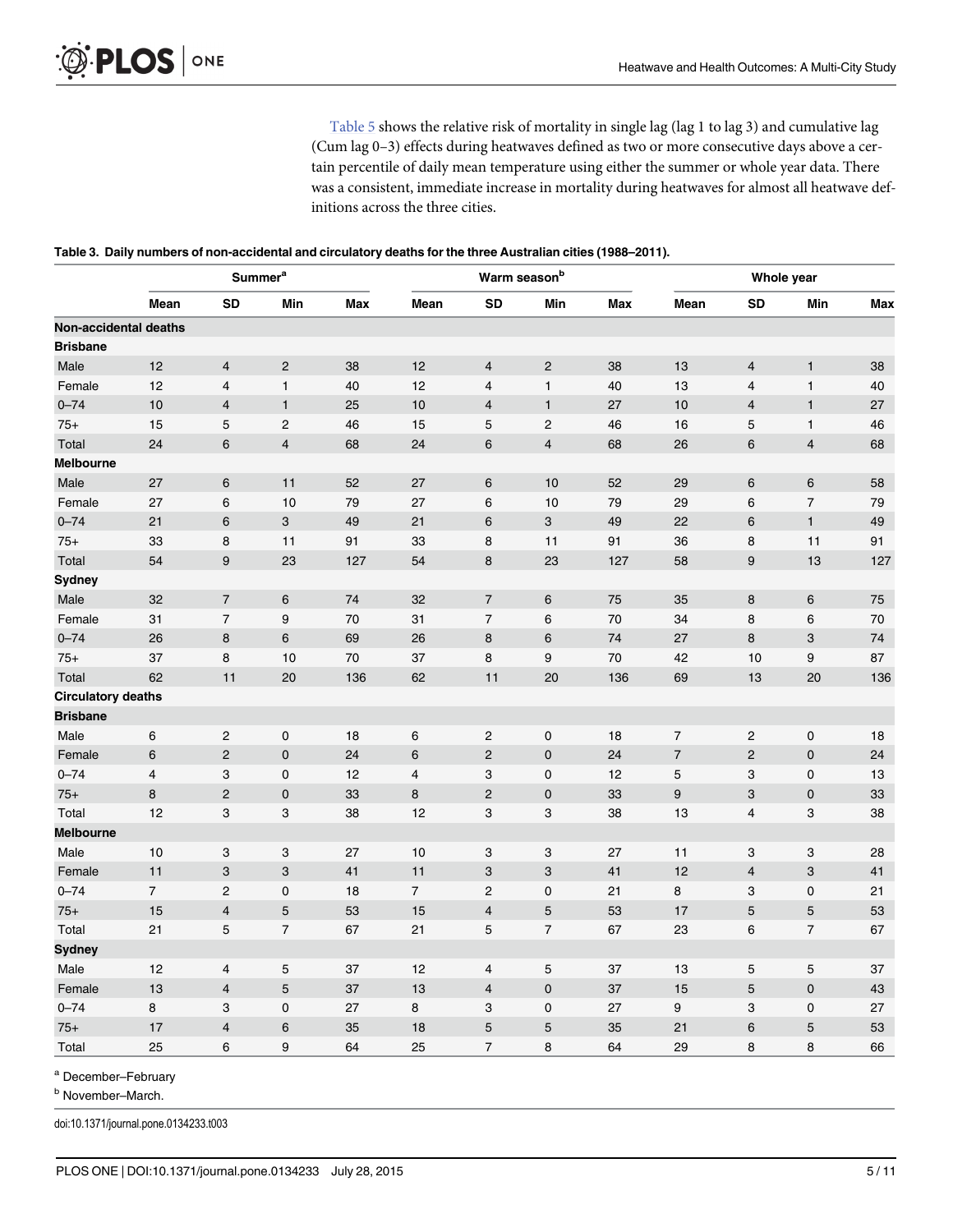Table 5 shows the relative risk of mortality in single lag (lag 1 to lag 3) and cumulative lag (Cum lag 0–3) effects during heatwaves defined as two or more consecutive days above a certain percentile of daily mean temperature using either the summer or whole year data. There was a consistent, immediate increase in mortality during heatwaves for almost all heatwave definitions across the three cities.

**Table 3. Daily numbers of non-accidental and circulatory deaths for the three Australian cities (1988–2011).**

| | Summer[a] | | | | Warm season[b] | | | | Whole year | | | |
|---|---|---|---|---|---|---|---|---|---|---|---|---|
| | Mean | SD | Min | Max | Mean | SD | Min | Max | Mean | SD | Min | Max |
| **Non-accidental deaths** | | | | | | | | | | | | |
| **Brisbane** | | | | | | | | | | | | |
| Male | 12 | 4 | 2 | 38 | 12 | 4 | 2 | 38 | 13 | 4 | 1 | 38 |
| Female | 12 | 4 | 1 | 40 | 12 | 4 | 1 | 40 | 13 | 4 | 1 | 40 |
| 0–74 | 10 | 4 | 1 | 25 | 10 | 4 | 1 | 27 | 10 | 4 | 1 | 27 |
| 75+ | 15 | 5 | 2 | 46 | 15 | 5 | 2 | 46 | 16 | 5 | 1 | 46 |
| Total | 24 | 6 | 4 | 68 | 24 | 6 | 4 | 68 | 26 | 6 | 4 | 68 |
| **Melbourne** | | | | | | | | | | | | |
| Male | 27 | 6 | 11 | 52 | 27 | 6 | 10 | 52 | 29 | 6 | 6 | 58 |
| Female | 27 | 6 | 10 | 79 | 27 | 6 | 10 | 79 | 29 | 6 | 7 | 79 |
| 0–74 | 21 | 6 | 3 | 49 | 21 | 6 | 3 | 49 | 22 | 6 | 1 | 49 |
| 75+ | 33 | 8 | 11 | 91 | 33 | 8 | 11 | 91 | 36 | 8 | 11 | 91 |
| Total | 54 | 9 | 23 | 127 | 54 | 8 | 23 | 127 | 58 | 9 | 13 | 127 |
| **Sydney** | | | | | | | | | | | | |
| Male | 32 | 7 | 6 | 74 | 32 | 7 | 6 | 75 | 35 | 8 | 6 | 75 |
| Female | 31 | 7 | 9 | 70 | 31 | 7 | 6 | 70 | 34 | 8 | 6 | 70 |
| 0–74 | 26 | 8 | 6 | 69 | 26 | 8 | 6 | 74 | 27 | 8 | 3 | 74 |
| 75+ | 37 | 8 | 10 | 70 | 37 | 8 | 9 | 70 | 42 | 10 | 9 | 87 |
| Total | 62 | 11 | 20 | 136 | 62 | 11 | 20 | 136 | 69 | 13 | 20 | 136 |
| **Circulatory deaths** | | | | | | | | | | | | |
| **Brisbane** | | | | | | | | | | | | |
| Male | 6 | 2 | 0 | 18 | 6 | 2 | 0 | 18 | 7 | 2 | 0 | 18 |
| Female | 6 | 2 | 0 | 24 | 6 | 2 | 0 | 24 | 7 | 2 | 0 | 24 |
| 0–74 | 4 | 3 | 0 | 12 | 4 | 3 | 0 | 12 | 5 | 3 | 0 | 13 |
| 75+ | 8 | 2 | 0 | 33 | 8 | 2 | 0 | 33 | 9 | 3 | 0 | 33 |
| Total | 12 | 3 | 3 | 38 | 12 | 3 | 3 | 38 | 13 | 4 | 3 | 38 |
| **Melbourne** | | | | | | | | | | | | |
| Male | 10 | 3 | 3 | 27 | 10 | 3 | 3 | 27 | 11 | 3 | 3 | 28 |
| Female | 11 | 3 | 3 | 41 | 11 | 3 | 3 | 41 | 12 | 4 | 3 | 41 |
| 0–74 | 7 | 2 | 0 | 18 | 7 | 2 | 0 | 21 | 8 | 3 | 0 | 21 |
| 75+ | 15 | 4 | 5 | 53 | 15 | 4 | 5 | 53 | 17 | 5 | 5 | 53 |
| Total | 21 | 5 | 7 | 67 | 21 | 5 | 7 | 67 | 23 | 6 | 7 | 67 |
| **Sydney** | | | | | | | | | | | | |
| Male | 12 | 4 | 5 | 37 | 12 | 4 | 5 | 37 | 13 | 5 | 5 | 37 |
| Female | 13 | 4 | 5 | 37 | 13 | 4 | 0 | 37 | 15 | 5 | 0 | 43 |
| 0–74 | 8 | 3 | 0 | 27 | 8 | 3 | 0 | 27 | 9 | 3 | 0 | 27 |
| 75+ | 17 | 4 | 6 | 35 | 18 | 5 | 5 | 35 | 21 | 6 | 5 | 53 |
| Total | 25 | 6 | 9 | 64 | 25 | 7 | 8 | 64 | 29 | 8 | 8 | 66 |

[a] December–February

[b] November–March.

doi:10.1371/journal.pone.0134233.t003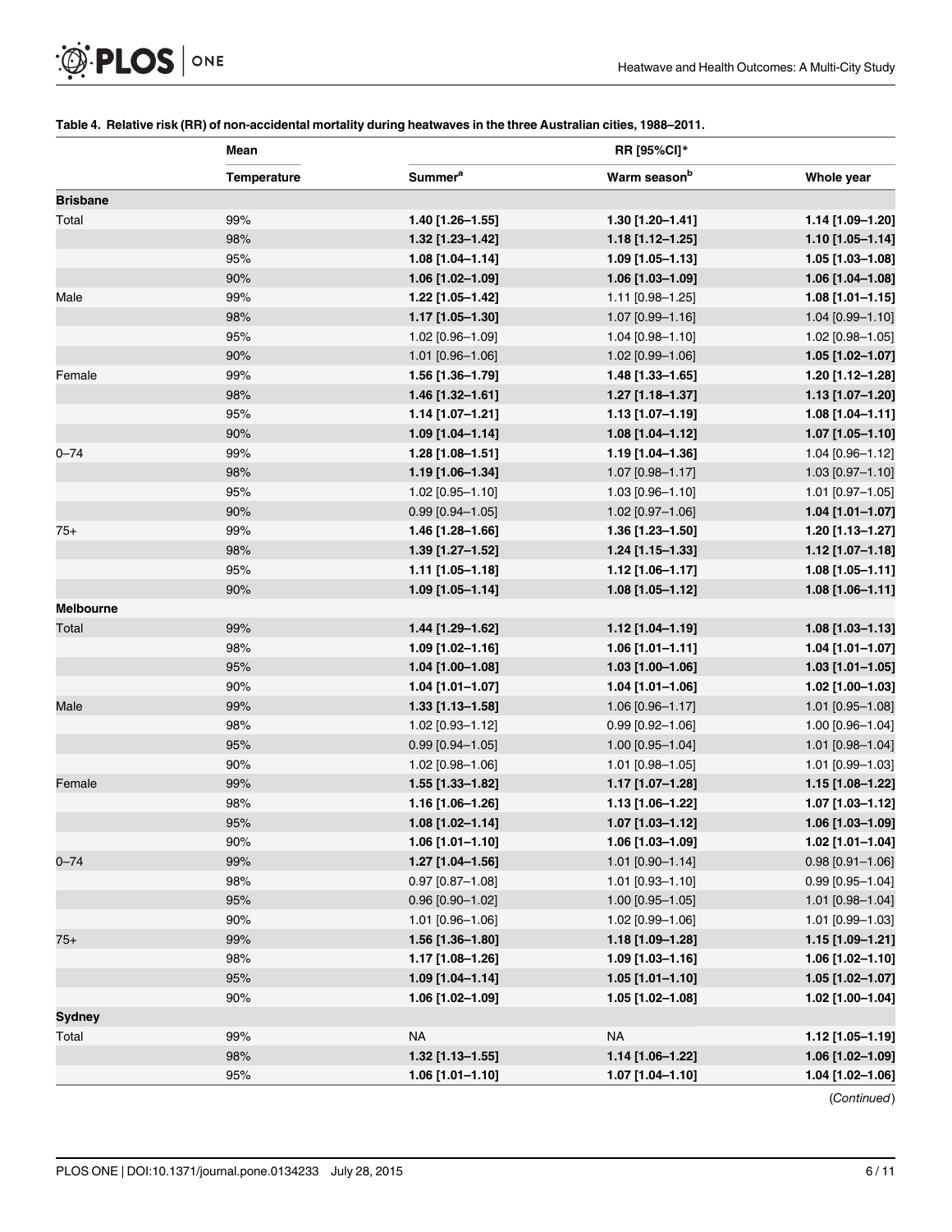**Table 4. Relative risk (RR) of non-accidental mortality during heatwaves in the three Australian cities, 1988–2011.**

| | Mean | RR [95%CI]* | | |
|---|---|---|---|---|
| | Temperature | Summer[a] | Warm season[b] | Whole year |
| **Brisbane** | | | | |
| Total | 99% | **1.40 [1.26–1.55]** | **1.30 [1.20–1.41]** | **1.14 [1.09–1.20]** |
| | 98% | **1.32 [1.23–1.42]** | **1.18 [1.12–1.25]** | **1.10 [1.05–1.14]** |
| | 95% | **1.08 [1.04–1.14]** | **1.09 [1.05–1.13]** | **1.05 [1.03–1.08]** |
| | 90% | **1.06 [1.02–1.09]** | **1.06 [1.03–1.09]** | **1.06 [1.04–1.08]** |
| Male | 99% | **1.22 [1.05–1.42]** | 1.11 [0.98–1.25] | **1.08 [1.01–1.15]** |
| | 98% | **1.17 [1.05–1.30]** | 1.07 [0.99–1.16] | 1.04 [0.99–1.10] |
| | 95% | 1.02 [0.96–1.09] | 1.04 [0.98–1.10] | 1.02 [0.98–1.05] |
| | 90% | 1.01 [0.96–1.06] | 1.02 [0.99–1.06] | **1.05 [1.02–1.07]** |
| Female | 99% | **1.56 [1.36–1.79]** | **1.48 [1.33–1.65]** | **1.20 [1.12–1.28]** |
| | 98% | **1.46 [1.32–1.61]** | **1.27 [1.18–1.37]** | **1.13 [1.07–1.20]** |
| | 95% | **1.14 [1.07–1.21]** | **1.13 [1.07–1.19]** | **1.08 [1.04–1.11]** |
| | 90% | **1.09 [1.04–1.14]** | **1.08 [1.04–1.12]** | **1.07 [1.05–1.10]** |
| 0–74 | 99% | **1.28 [1.08–1.51]** | **1.19 [1.04–1.36]** | 1.04 [0.96–1.12] |
| | 98% | **1.19 [1.06–1.34]** | 1.07 [0.98–1.17] | 1.03 [0.97–1.10] |
| | 95% | 1.02 [0.95–1.10] | 1.03 [0.96–1.10] | 1.01 [0.97–1.05] |
| | 90% | 0.99 [0.94–1.05] | 1.02 [0.97–1.06] | **1.04 [1.01–1.07]** |
| 75+ | 99% | **1.46 [1.28–1.66]** | **1.36 [1.23–1.50]** | **1.20 [1.13–1.27]** |
| | 98% | **1.39 [1.27–1.52]** | **1.24 [1.15–1.33]** | **1.12 [1.07–1.18]** |
| | 95% | **1.11 [1.05–1.18]** | **1.12 [1.06–1.17]** | **1.08 [1.05–1.11]** |
| | 90% | **1.09 [1.05–1.14]** | **1.08 [1.05–1.12]** | **1.08 [1.06–1.11]** |
| **Melbourne** | | | | |
| Total | 99% | **1.44 [1.29–1.62]** | **1.12 [1.04–1.19]** | **1.08 [1.03–1.13]** |
| | 98% | **1.09 [1.02–1.16]** | **1.06 [1.01–1.11]** | **1.04 [1.01–1.07]** |
| | 95% | **1.04 [1.00–1.08]** | **1.03 [1.00–1.06]** | **1.03 [1.01–1.05]** |
| | 90% | **1.04 [1.01–1.07]** | **1.04 [1.01–1.06]** | **1.02 [1.00–1.03]** |
| Male | 99% | **1.33 [1.13–1.58]** | 1.06 [0.96–1.17] | 1.01 [0.95–1.08] |
| | 98% | 1.02 [0.93–1.12] | 0.99 [0.92–1.06] | 1.00 [0.96–1.04] |
| | 95% | 0.99 [0.94–1.05] | 1.00 [0.95–1.04] | 1.01 [0.98–1.04] |
| | 90% | 1.02 [0.98–1.06] | 1.01 [0.98–1.05] | 1.01 [0.99–1.03] |
| Female | 99% | **1.55 [1.33–1.82]** | **1.17 [1.07–1.28]** | **1.15 [1.08–1.22]** |
| | 98% | **1.16 [1.06–1.26]** | **1.13 [1.06–1.22]** | **1.07 [1.03–1.12]** |
| | 95% | **1.08 [1.02–1.14]** | **1.07 [1.03–1.12]** | **1.06 [1.03–1.09]** |
| | 90% | **1.06 [1.01–1.10]** | **1.06 [1.03–1.09]** | **1.02 [1.01–1.04]** |
| 0–74 | 99% | **1.27 [1.04–1.56]** | 1.01 [0.90–1.14] | 0.98 [0.91–1.06] |
| | 98% | 0.97 [0.87–1.08] | 1.01 [0.93–1.10] | 0.99 [0.95–1.04] |
| | 95% | 0.96 [0.90–1.02] | 1.00 [0.95–1.05] | 1.01 [0.98–1.04] |
| | 90% | 1.01 [0.96–1.06] | 1.02 [0.99–1.06] | 1.01 [0.99–1.03] |
| 75+ | 99% | **1.56 [1.36–1.80]** | **1.18 [1.09–1.28]** | **1.15 [1.09–1.21]** |
| | 98% | **1.17 [1.08–1.26]** | **1.09 [1.03–1.16]** | **1.06 [1.02–1.10]** |
| | 95% | **1.09 [1.04–1.14]** | **1.05 [1.01–1.10]** | **1.05 [1.02–1.07]** |
| | 90% | **1.06 [1.02–1.09]** | **1.05 [1.02–1.08]** | **1.02 [1.00–1.04]** |
| **Sydney** | | | | |
| Total | 99% | NA | NA | **1.12 [1.05–1.19]** |
| | 98% | **1.32 [1.13–1.55]** | **1.14 [1.06–1.22]** | **1.06 [1.02–1.09]** |
| | 95% | **1.06 [1.01–1.10]** | **1.07 [1.04–1.10]** | **1.04 [1.02–1.06]** |

(*Continued*)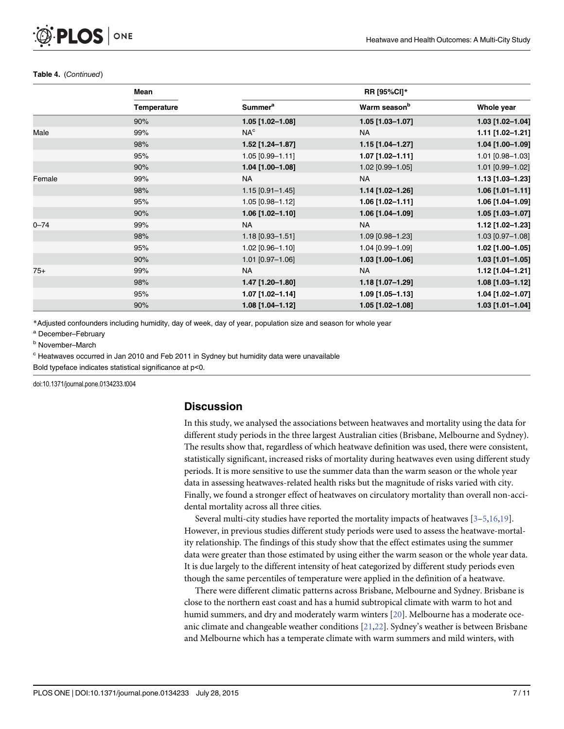**Table 4.** (*Continued*)

| | Mean | RR [95%CI]* | | |
|---|---|---|---|---|
| | Temperature | Summer[a] | Warm season[b] | Whole year |
| | 90% | **1.05 [1.02–1.08]** | **1.05 [1.03–1.07]** | **1.03 [1.02–1.04]** |
| Male | 99% | NA[c] | NA | **1.11 [1.02–1.21]** |
| | 98% | **1.52 [1.24–1.87]** | **1.15 [1.04–1.27]** | **1.04 [1.00–1.09]** |
| | 95% | 1.05 [0.99–1.11] | **1.07 [1.02–1.11]** | 1.01 [0.98–1.03] |
| | 90% | **1.04 [1.00–1.08]** | 1.02 [0.99–1.05] | 1.01 [0.99–1.02] |
| Female | 99% | NA | NA | **1.13 [1.03–1.23]** |
| | 98% | 1.15 [0.91–1.45] | **1.14 [1.02–1.26]** | **1.06 [1.01–1.11]** |
| | 95% | 1.05 [0.98–1.12] | **1.06 [1.02–1.11]** | **1.06 [1.04–1.09]** |
| | 90% | **1.06 [1.02–1.10]** | **1.06 [1.04–1.09]** | **1.05 [1.03–1.07]** |
| 0–74 | 99% | NA | NA | **1.12 [1.02–1.23]** |
| | 98% | 1.18 [0.93–1.51] | 1.09 [0.98–1.23] | 1.03 [0.97–1.08] |
| | 95% | 1.02 [0.96–1.10] | 1.04 [0.99–1.09] | **1.02 [1.00–1.05]** |
| | 90% | 1.01 [0.97–1.06] | **1.03 [1.00–1.06]** | **1.03 [1.01–1.05]** |
| 75+ | 99% | NA | NA | **1.12 [1.04–1.21]** |
| | 98% | **1.47 [1.20–1.80]** | **1.18 [1.07–1.29]** | **1.08 [1.03–1.12]** |
| | 95% | **1.07 [1.02–1.14]** | **1.09 [1.05–1.13]** | **1.04 [1.02–1.07]** |
| | 90% | **1.08 [1.04–1.12]** | **1.05 [1.02–1.08]** | **1.03 [1.01–1.04]** |

*Adjusted confounders including humidity, day of week, day of year, population size and season for whole year

[a] December–February

[b] November–March

[c] Heatwaves occurred in Jan 2010 and Feb 2011 in Sydney but humidity data were unavailable

Bold typeface indicates statistical significance at p<0.

doi:10.1371/journal.pone.0134233.t004

## Discussion

In this study, we analysed the associations between heatwaves and mortality using the data for different study periods in the three largest Australian cities (Brisbane, Melbourne and Sydney). The results show that, regardless of which heatwave definition was used, there were consistent, statistically significant, increased risks of mortality during heatwaves even using different study periods. It is more sensitive to use the summer data than the warm season or the whole year data in assessing heatwaves-related health risks but the magnitude of risks varied with city. Finally, we found a stronger effect of heatwaves on circulatory mortality than overall non-accidental mortality across all three cities.

Several multi-city studies have reported the mortality impacts of heatwaves [3–5,16,19]. However, in previous studies different study periods were used to assess the heatwave-mortality relationship. The findings of this study show that the effect estimates using the summer data were greater than those estimated by using either the warm season or the whole year data. It is due largely to the different intensity of heat categorized by different study periods even though the same percentiles of temperature were applied in the definition of a heatwave.

There were different climatic patterns across Brisbane, Melbourne and Sydney. Brisbane is close to the northern east coast and has a humid subtropical climate with warm to hot and humid summers, and dry and moderately warm winters [20]. Melbourne has a moderate oceanic climate and changeable weather conditions [21,22]. Sydney's weather is between Brisbane and Melbourne which has a temperate climate with warm summers and mild winters, with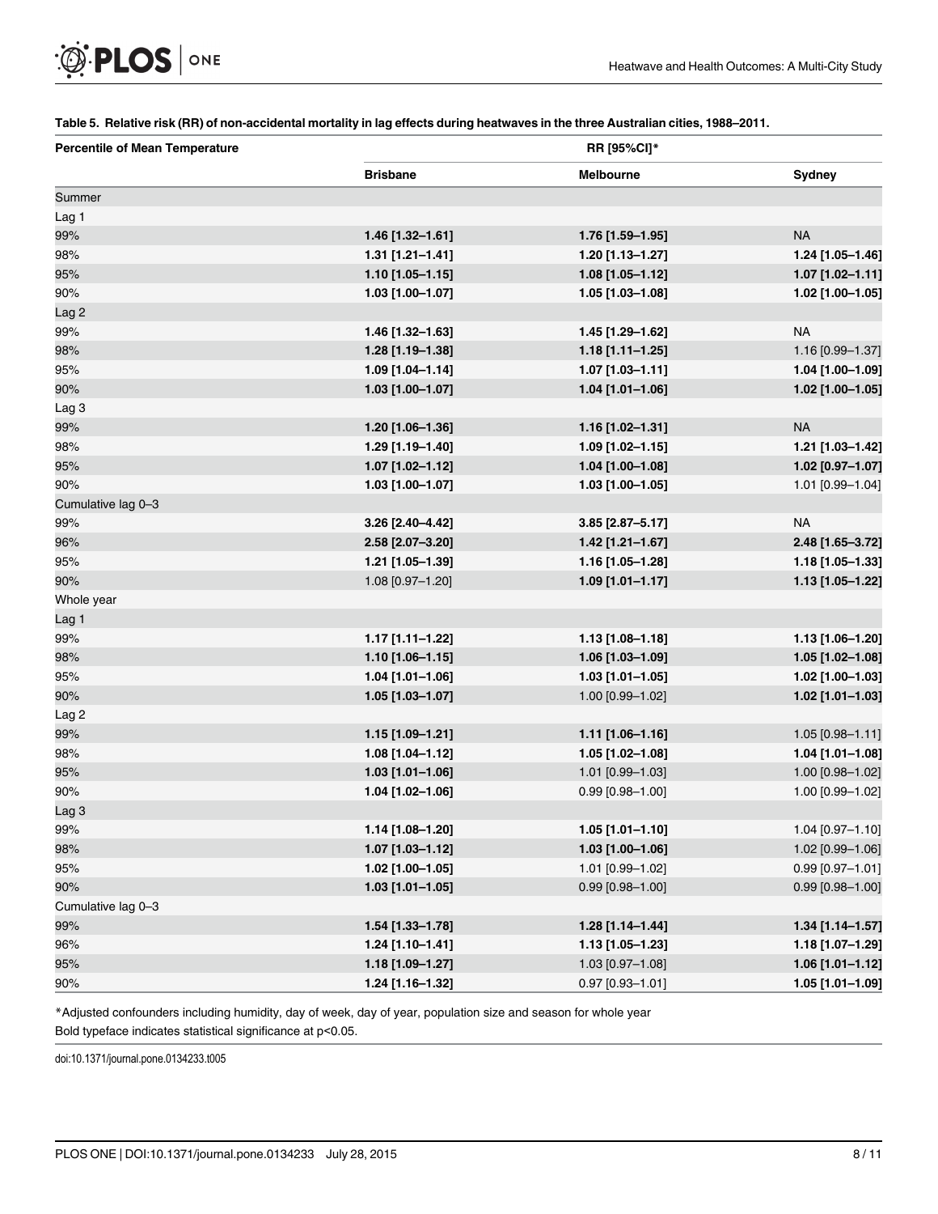**Table 5. Relative risk (RR) of non-accidental mortality in lag effects during heatwaves in the three Australian cities, 1988–2011.**

| Percentile of Mean Temperature | RR [95%CI]* | | |
|---|---|---|---|
| | **Brisbane** | **Melbourne** | **Sydney** |
| Summer | | | |
| Lag 1 | | | |
| 99% | **1.46 [1.32–1.61]** | **1.76 [1.59–1.95]** | NA |
| 98% | **1.31 [1.21–1.41]** | **1.20 [1.13–1.27]** | **1.24 [1.05–1.46]** |
| 95% | **1.10 [1.05–1.15]** | **1.08 [1.05–1.12]** | **1.07 [1.02–1.11]** |
| 90% | **1.03 [1.00–1.07]** | **1.05 [1.03–1.08]** | **1.02 [1.00–1.05]** |
| Lag 2 | | | |
| 99% | **1.46 [1.32–1.63]** | **1.45 [1.29–1.62]** | NA |
| 98% | **1.28 [1.19–1.38]** | **1.18 [1.11–1.25]** | 1.16 [0.99–1.37] |
| 95% | **1.09 [1.04–1.14]** | **1.07 [1.03–1.11]** | **1.04 [1.00–1.09]** |
| 90% | **1.03 [1.00–1.07]** | **1.04 [1.01–1.06]** | **1.02 [1.00–1.05]** |
| Lag 3 | | | |
| 99% | **1.20 [1.06–1.36]** | **1.16 [1.02–1.31]** | NA |
| 98% | **1.29 [1.19–1.40]** | **1.09 [1.02–1.15]** | **1.21 [1.03–1.42]** |
| 95% | **1.07 [1.02–1.12]** | **1.04 [1.00–1.08]** | **1.02 [0.97–1.07]** |
| 90% | **1.03 [1.00–1.07]** | **1.03 [1.00–1.05]** | 1.01 [0.99–1.04] |
| Cumulative lag 0–3 | | | |
| 99% | **3.26 [2.40–4.42]** | **3.85 [2.87–5.17]** | NA |
| 96% | **2.58 [2.07–3.20]** | **1.42 [1.21–1.67]** | **2.48 [1.65–3.72]** |
| 95% | **1.21 [1.05–1.39]** | **1.16 [1.05–1.28]** | **1.18 [1.05–1.33]** |
| 90% | 1.08 [0.97–1.20] | **1.09 [1.01–1.17]** | **1.13 [1.05–1.22]** |
| Whole year | | | |
| Lag 1 | | | |
| 99% | **1.17 [1.11–1.22]** | **1.13 [1.08–1.18]** | **1.13 [1.06–1.20]** |
| 98% | **1.10 [1.06–1.15]** | **1.06 [1.03–1.09]** | **1.05 [1.02–1.08]** |
| 95% | **1.04 [1.01–1.06]** | **1.03 [1.01–1.05]** | **1.02 [1.00–1.03]** |
| 90% | **1.05 [1.03–1.07]** | 1.00 [0.99–1.02] | **1.02 [1.01–1.03]** |
| Lag 2 | | | |
| 99% | **1.15 [1.09–1.21]** | **1.11 [1.06–1.16]** | 1.05 [0.98–1.11] |
| 98% | **1.08 [1.04–1.12]** | **1.05 [1.02–1.08]** | **1.04 [1.01–1.08]** |
| 95% | **1.03 [1.01–1.06]** | 1.01 [0.99–1.03] | 1.00 [0.98–1.02] |
| 90% | **1.04 [1.02–1.06]** | 0.99 [0.98–1.00] | 1.00 [0.99–1.02] |
| Lag 3 | | | |
| 99% | **1.14 [1.08–1.20]** | **1.05 [1.01–1.10]** | 1.04 [0.97–1.10] |
| 98% | **1.07 [1.03–1.12]** | **1.03 [1.00–1.06]** | 1.02 [0.99–1.06] |
| 95% | **1.02 [1.00–1.05]** | 1.01 [0.99–1.02] | 0.99 [0.97–1.01] |
| 90% | **1.03 [1.01–1.05]** | 0.99 [0.98–1.00] | 0.99 [0.98–1.00] |
| Cumulative lag 0–3 | | | |
| 99% | **1.54 [1.33–1.78]** | **1.28 [1.14–1.44]** | **1.34 [1.14–1.57]** |
| 96% | **1.24 [1.10–1.41]** | **1.13 [1.05–1.23]** | **1.18 [1.07–1.29]** |
| 95% | **1.18 [1.09–1.27]** | 1.03 [0.97–1.08] | **1.06 [1.01–1.12]** |
| 90% | **1.24 [1.16–1.32]** | 0.97 [0.93–1.01] | **1.05 [1.01–1.09]** |

*Adjusted confounders including humidity, day of week, day of year, population size and season for whole year

Bold typeface indicates statistical significance at p<0.05.

doi:10.1371/journal.pone.0134233.t005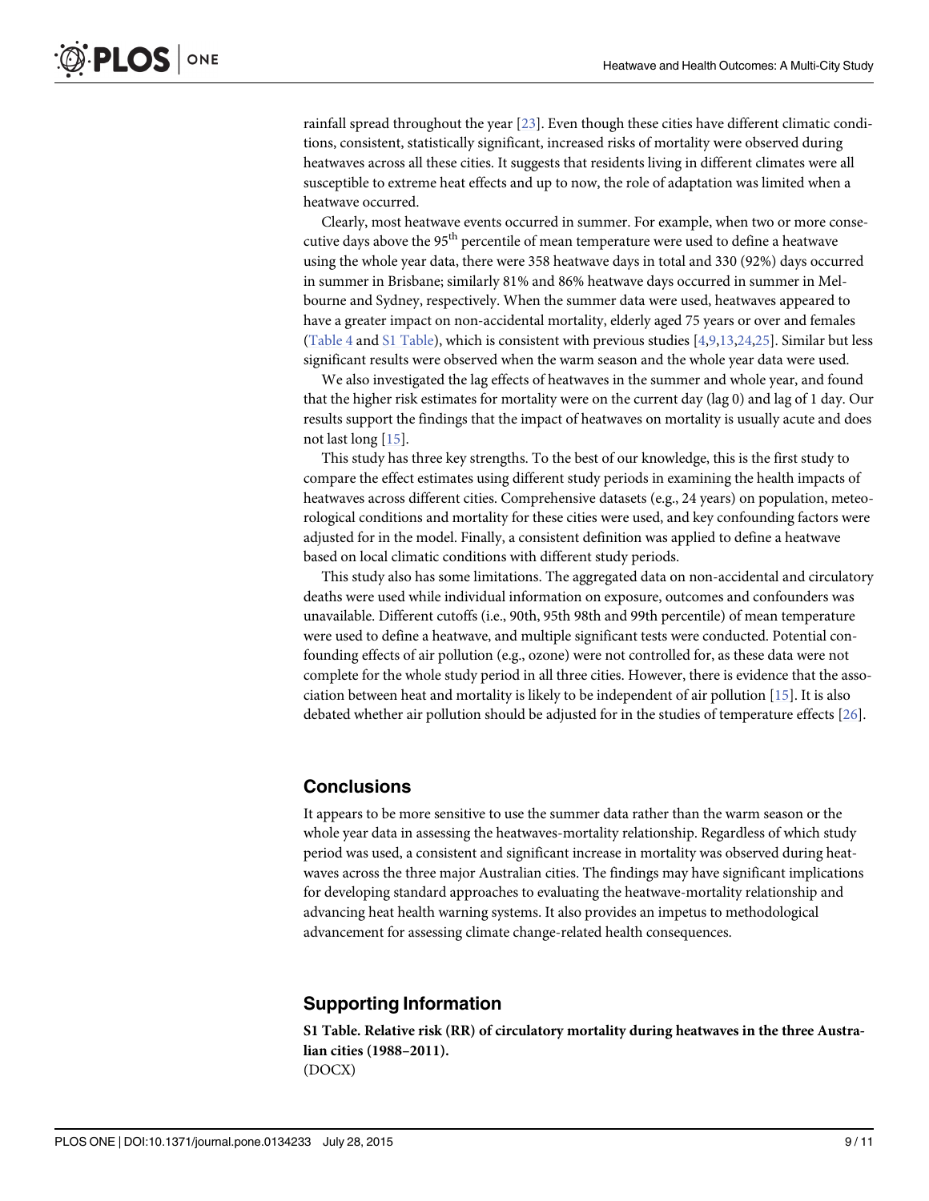rainfall spread throughout the year [23]. Even though these cities have different climatic conditions, consistent, statistically significant, increased risks of mortality were observed during heatwaves across all these cities. It suggests that residents living in different climates were all susceptible to extreme heat effects and up to now, the role of adaptation was limited when a heatwave occurred.

Clearly, most heatwave events occurred in summer. For example, when two or more consecutive days above the 95th percentile of mean temperature were used to define a heatwave using the whole year data, there were 358 heatwave days in total and 330 (92%) days occurred in summer in Brisbane; similarly 81% and 86% heatwave days occurred in summer in Melbourne and Sydney, respectively. When the summer data were used, heatwaves appeared to have a greater impact on non-accidental mortality, elderly aged 75 years or over and females (Table 4 and S1 Table), which is consistent with previous studies [4,9,13,24,25]. Similar but less significant results were observed when the warm season and the whole year data were used.

We also investigated the lag effects of heatwaves in the summer and whole year, and found that the higher risk estimates for mortality were on the current day (lag 0) and lag of 1 day. Our results support the findings that the impact of heatwaves on mortality is usually acute and does not last long [15].

This study has three key strengths. To the best of our knowledge, this is the first study to compare the effect estimates using different study periods in examining the health impacts of heatwaves across different cities. Comprehensive datasets (e.g., 24 years) on population, meteorological conditions and mortality for these cities were used, and key confounding factors were adjusted for in the model. Finally, a consistent definition was applied to define a heatwave based on local climatic conditions with different study periods.

This study also has some limitations. The aggregated data on non-accidental and circulatory deaths were used while individual information on exposure, outcomes and confounders was unavailable. Different cutoffs (i.e., 90th, 95th 98th and 99th percentile) of mean temperature were used to define a heatwave, and multiple significant tests were conducted. Potential confounding effects of air pollution (e.g., ozone) were not controlled for, as these data were not complete for the whole study period in all three cities. However, there is evidence that the association between heat and mortality is likely to be independent of air pollution [15]. It is also debated whether air pollution should be adjusted for in the studies of temperature effects [26].

## Conclusions

It appears to be more sensitive to use the summer data rather than the warm season or the whole year data in assessing the heatwaves-mortality relationship. Regardless of which study period was used, a consistent and significant increase in mortality was observed during heatwaves across the three major Australian cities. The findings may have significant implications for developing standard approaches to evaluating the heatwave-mortality relationship and advancing heat health warning systems. It also provides an impetus to methodological advancement for assessing climate change-related health consequences.

## Supporting Information

**S1 Table. Relative risk (RR) of circulatory mortality during heatwaves in the three Australian cities (1988–2011).**
(DOCX)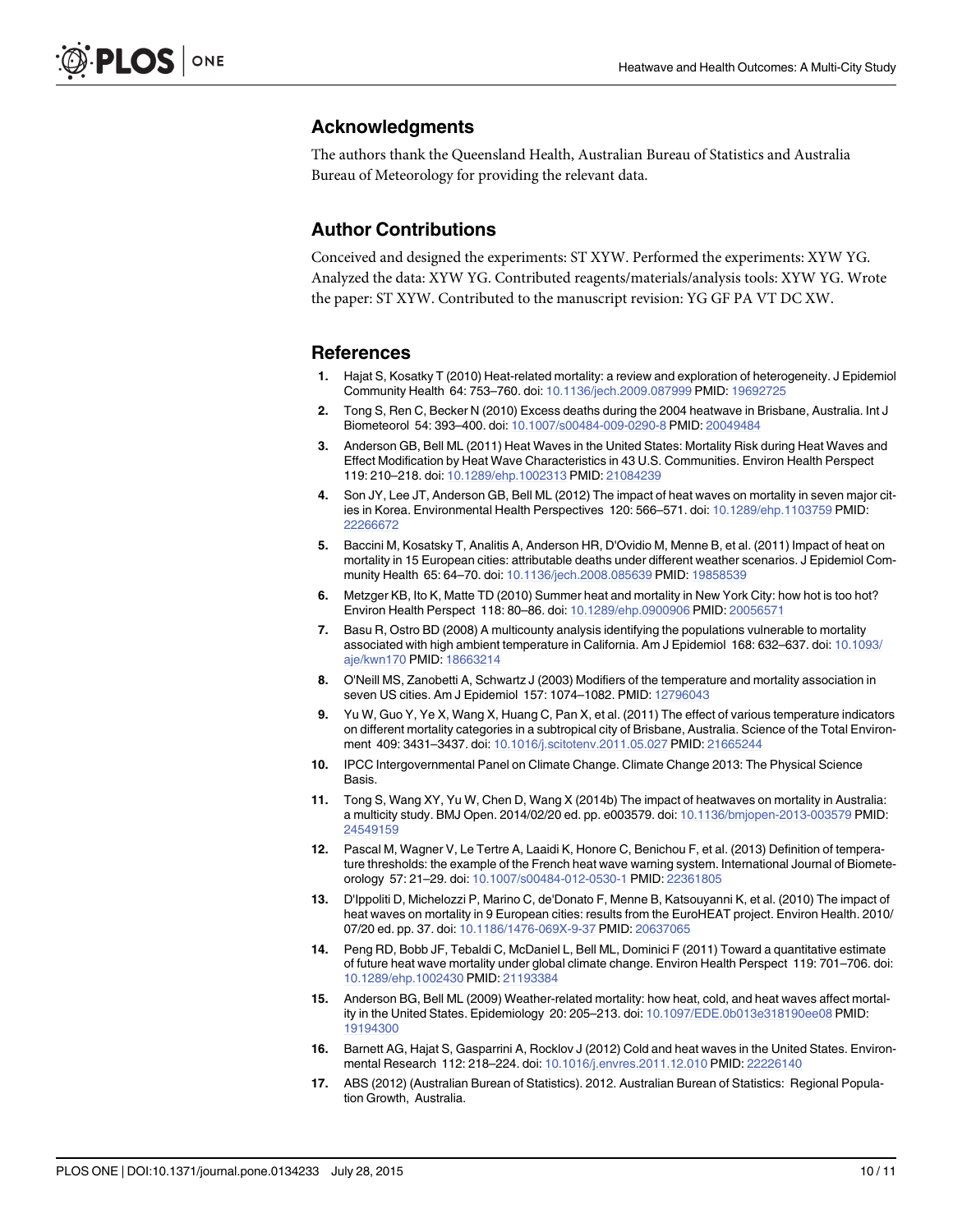## Acknowledgments

The authors thank the Queensland Health, Australian Bureau of Statistics and Australia Bureau of Meteorology for providing the relevant data.

## Author Contributions

Conceived and designed the experiments: ST XYW. Performed the experiments: XYW YG. Analyzed the data: XYW YG. Contributed reagents/materials/analysis tools: XYW YG. Wrote the paper: ST XYW. Contributed to the manuscript revision: YG GF PA VT DC XW.

## References

1. Hajat S, Kosatky T (2010) Heat-related mortality: a review and exploration of heterogeneity. J Epidemiol Community Health 64: 753–760. doi: 10.1136/jech.2009.087999 PMID: 19692725
2. Tong S, Ren C, Becker N (2010) Excess deaths during the 2004 heatwave in Brisbane, Australia. Int J Biometeorol 54: 393–400. doi: 10.1007/s00484-009-0290-8 PMID: 20049484
3. Anderson GB, Bell ML (2011) Heat Waves in the United States: Mortality Risk during Heat Waves and Effect Modification by Heat Wave Characteristics in 43 U.S. Communities. Environ Health Perspect 119: 210–218. doi: 10.1289/ehp.1002313 PMID: 21084239
4. Son JY, Lee JT, Anderson GB, Bell ML (2012) The impact of heat waves on mortality in seven major cities in Korea. Environmental Health Perspectives 120: 566–571. doi: 10.1289/ehp.1103759 PMID: 22266672
5. Baccini M, Kosatsky T, Analitis A, Anderson HR, D'Ovidio M, Menne B, et al. (2011) Impact of heat on mortality in 15 European cities: attributable deaths under different weather scenarios. J Epidemiol Community Health 65: 64–70. doi: 10.1136/jech.2008.085639 PMID: 19858539
6. Metzger KB, Ito K, Matte TD (2010) Summer heat and mortality in New York City: how hot is too hot? Environ Health Perspect 118: 80–86. doi: 10.1289/ehp.0900906 PMID: 20056571
7. Basu R, Ostro BD (2008) A multicounty analysis identifying the populations vulnerable to mortality associated with high ambient temperature in California. Am J Epidemiol 168: 632–637. doi: 10.1093/aje/kwn170 PMID: 18663214
8. O'Neill MS, Zanobetti A, Schwartz J (2003) Modifiers of the temperature and mortality association in seven US cities. Am J Epidemiol 157: 1074–1082. PMID: 12796043
9. Yu W, Guo Y, Ye X, Wang X, Huang C, Pan X, et al. (2011) The effect of various temperature indicators on different mortality categories in a subtropical city of Brisbane, Australia. Science of the Total Environment 409: 3431–3437. doi: 10.1016/j.scitotenv.2011.05.027 PMID: 21665244
10. IPCC Intergovernmental Panel on Climate Change. Climate Change 2013: The Physical Science Basis.
11. Tong S, Wang XY, Yu W, Chen D, Wang X (2014b) The impact of heatwaves on mortality in Australia: a multicity study. BMJ Open. 2014/02/20 ed. pp. e003579. doi: 10.1136/bmjopen-2013-003579 PMID: 24549159
12. Pascal M, Wagner V, Le Tertre A, Laaidi K, Honore C, Benichou F, et al. (2013) Definition of temperature thresholds: the example of the French heat wave warning system. International Journal of Biometeorology 57: 21–29. doi: 10.1007/s00484-012-0530-1 PMID: 22361805
13. D'Ippoliti D, Michelozzi P, Marino C, de'Donato F, Menne B, Katsouyanni K, et al. (2010) The impact of heat waves on mortality in 9 European cities: results from the EuroHEAT project. Environ Health. 2010/07/20 ed. pp. 37. doi: 10.1186/1476-069X-9-37 PMID: 20637065
14. Peng RD, Bobb JF, Tebaldi C, McDaniel L, Bell ML, Dominici F (2011) Toward a quantitative estimate of future heat wave mortality under global climate change. Environ Health Perspect 119: 701–706. doi: 10.1289/ehp.1002430 PMID: 21193384
15. Anderson BG, Bell ML (2009) Weather-related mortality: how heat, cold, and heat waves affect mortality in the United States. Epidemiology 20: 205–213. doi: 10.1097/EDE.0b013e318190ee08 PMID: 19194300
16. Barnett AG, Hajat S, Gasparrini A, Rocklov J (2012) Cold and heat waves in the United States. Environmental Research 112: 218–224. doi: 10.1016/j.envres.2011.12.010 PMID: 22226140
17. ABS (2012) (Australian Burean of Statistics). 2012. Australian Burean of Statistics: Regional Population Growth, Australia.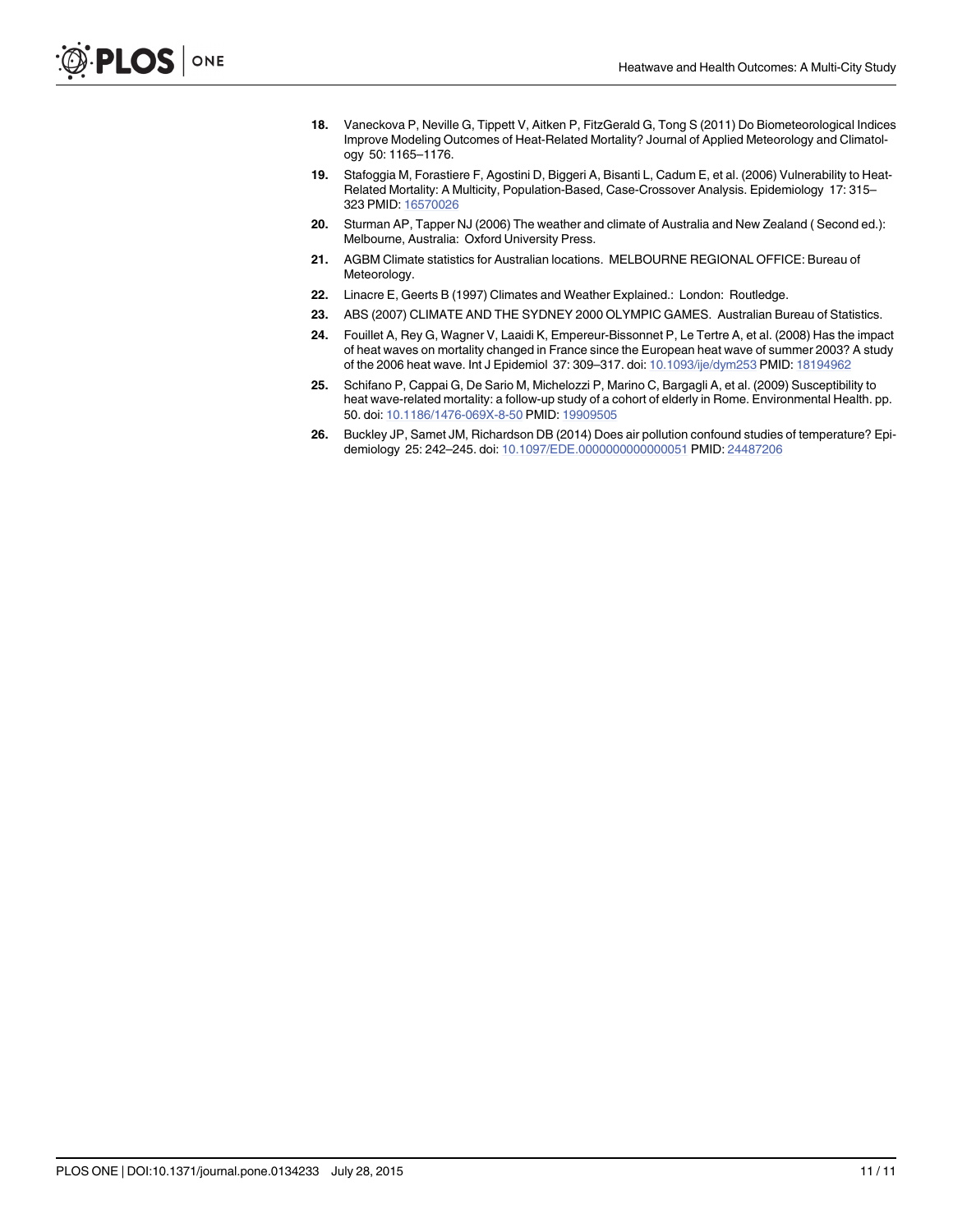18. Vaneckova P, Neville G, Tippett V, Aitken P, FitzGerald G, Tong S (2011) Do Biometeorological Indices Improve Modeling Outcomes of Heat-Related Mortality? Journal of Applied Meteorology and Climatology 50: 1165–1176.

19. Stafoggia M, Forastiere F, Agostini D, Biggeri A, Bisanti L, Cadum E, et al. (2006) Vulnerability to Heat-Related Mortality: A Multicity, Population-Based, Case-Crossover Analysis. Epidemiology 17: 315–323 PMID: 16570026

20. Sturman AP, Tapper NJ (2006) The weather and climate of Australia and New Zealand ( Second ed.): Melbourne, Australia: Oxford University Press.

21. AGBM Climate statistics for Australian locations. MELBOURNE REGIONAL OFFICE: Bureau of Meteorology.

22. Linacre E, Geerts B (1997) Climates and Weather Explained.: London: Routledge.

23. ABS (2007) CLIMATE AND THE SYDNEY 2000 OLYMPIC GAMES. Australian Bureau of Statistics.

24. Fouillet A, Rey G, Wagner V, Laaidi K, Empereur-Bissonnet P, Le Tertre A, et al. (2008) Has the impact of heat waves on mortality changed in France since the European heat wave of summer 2003? A study of the 2006 heat wave. Int J Epidemiol 37: 309–317. doi: 10.1093/ije/dym253 PMID: 18194962

25. Schifano P, Cappai G, De Sario M, Michelozzi P, Marino C, Bargagli A, et al. (2009) Susceptibility to heat wave-related mortality: a follow-up study of a cohort of elderly in Rome. Environmental Health. pp. 50. doi: 10.1186/1476-069X-8-50 PMID: 19909505

26. Buckley JP, Samet JM, Richardson DB (2014) Does air pollution confound studies of temperature? Epidemiology 25: 242–245. doi: 10.1097/EDE.0000000000000051 PMID: 24487206